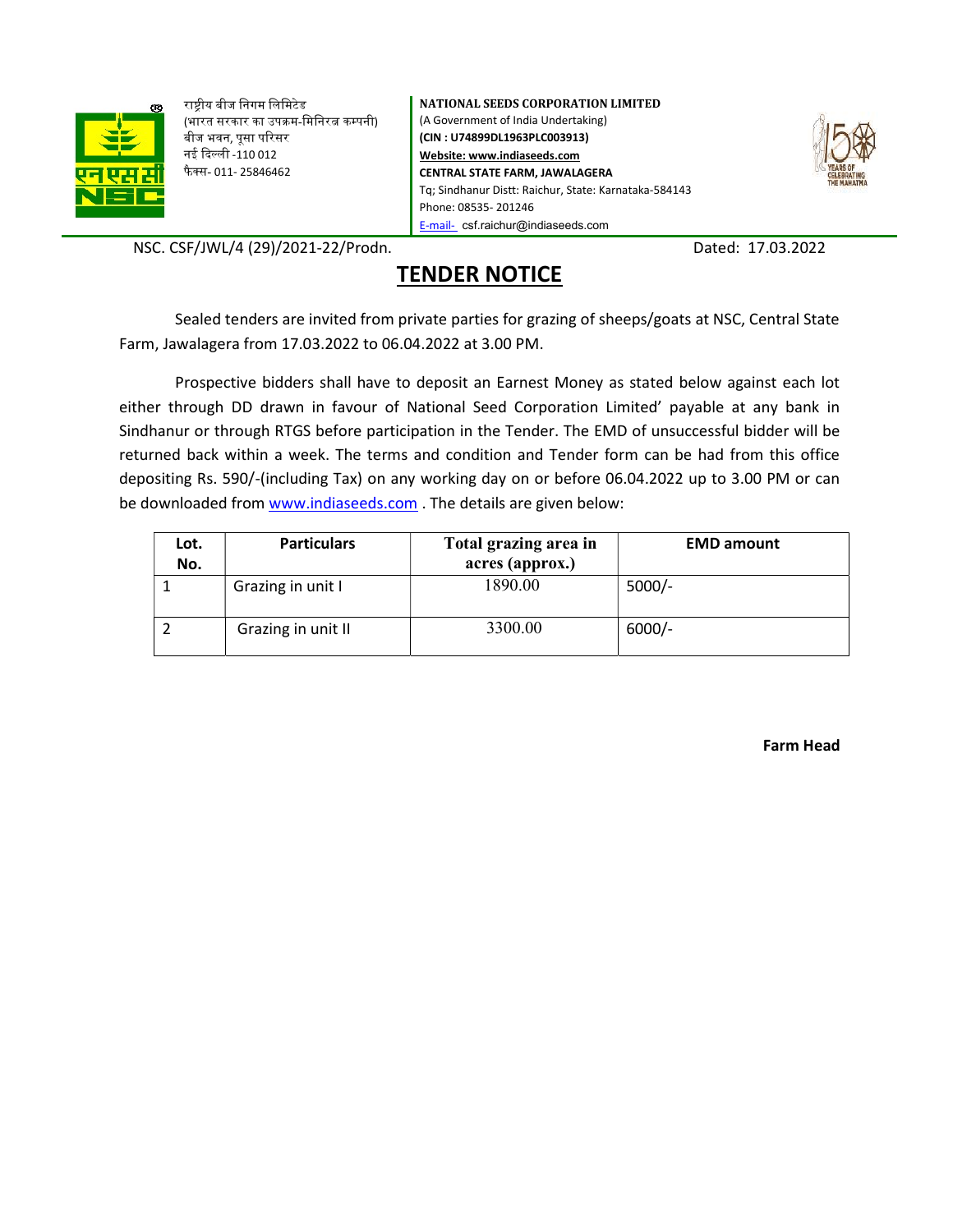राष्ट्रीय बीज निगम लिमिटेड
(भारत सरकार का उपक्रम-मिनिरत्न कम्पनी)
बीज भवन, पूसा परिसर
नई दिल्ली -110 012
फैक्स- 011- 25846462

**NATIONAL SEEDS CORPORATION LIMITED**
(A Government of India Undertaking)
**(CIN : U74899DL1963PLC003913)**
**Website: www.indiaseeds.com**
**CENTRAL STATE FARM, JAWALAGERA**
Tq; Sindhanur Distt: Raichur, State: Karnataka-584143
Phone: 08535- 201246
E-mail- csf.raichur@indiaseeds.com

NSC. CSF/JWL/4 (29)/2021-22/Prodn. Dated: 17.03.2022

# TENDER NOTICE

Sealed tenders are invited from private parties for grazing of sheeps/goats at NSC, Central State Farm, Jawalagera from 17.03.2022 to 06.04.2022 at 3.00 PM.

Prospective bidders shall have to deposit an Earnest Money as stated below against each lot either through DD drawn in favour of National Seed Corporation Limited' payable at any bank in Sindhanur or through RTGS before participation in the Tender. The EMD of unsuccessful bidder will be returned back within a week. The terms and condition and Tender form can be had from this office depositing Rs. 590/-(including Tax) on any working day on or before 06.04.2022 up to 3.00 PM or can be downloaded from www.indiaseeds.com . The details are given below:

| Lot. No. | Particulars | Total grazing area in acres (approx.) | EMD amount |
|---|---|---|---|
| 1 | Grazing in unit I | 1890.00 | 5000/- |
| 2 | Grazing in unit II | 3300.00 | 6000/- |

**Farm Head**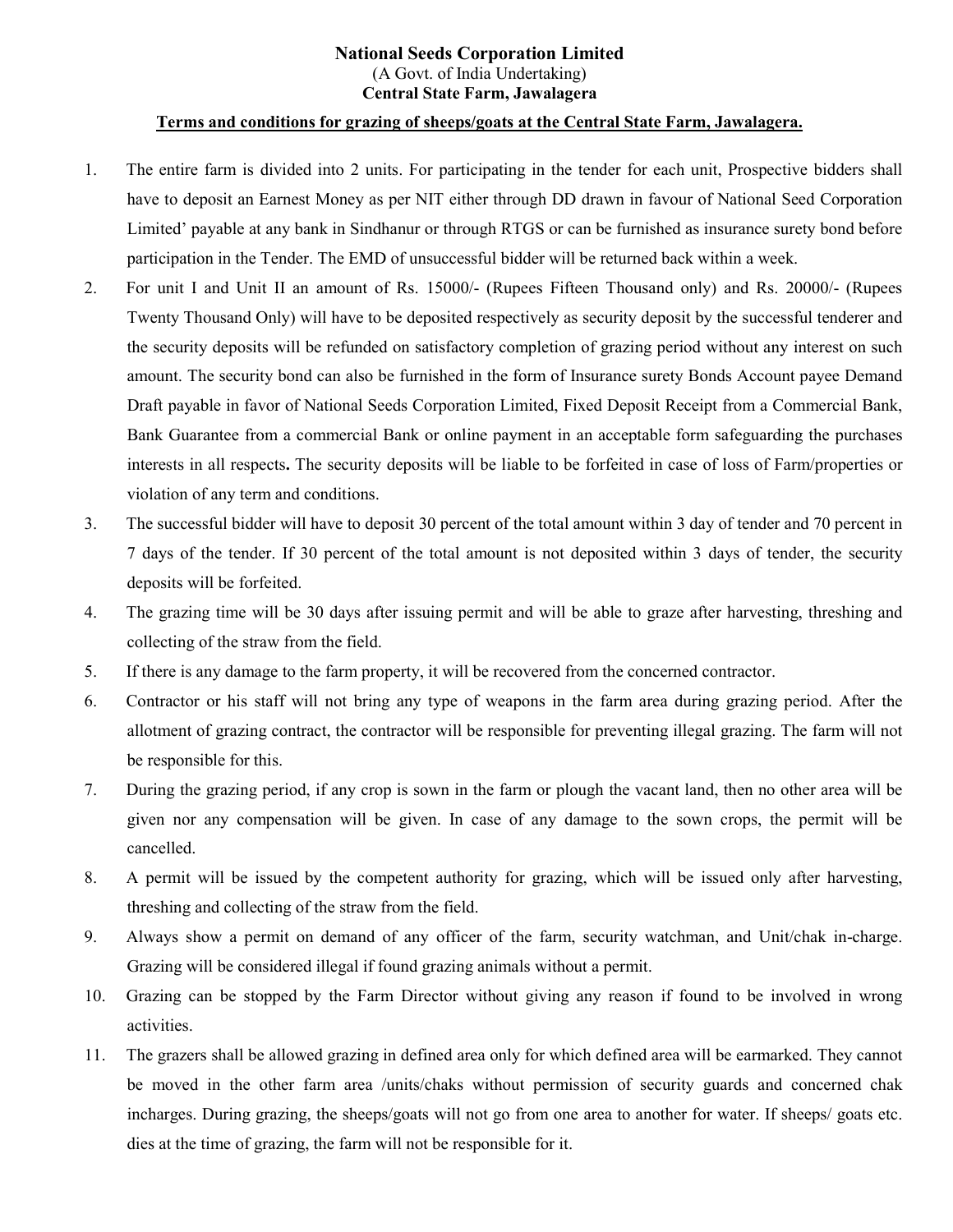**National Seeds Corporation Limited**
(A Govt. of India Undertaking)
**Central State Farm, Jawalagera**

**Terms and conditions for grazing of sheeps/goats at the Central State Farm, Jawalagera.**

1. The entire farm is divided into 2 units. For participating in the tender for each unit, Prospective bidders shall have to deposit an Earnest Money as per NIT either through DD drawn in favour of National Seed Corporation Limited' payable at any bank in Sindhanur or through RTGS or can be furnished as insurance surety bond before participation in the Tender. The EMD of unsuccessful bidder will be returned back within a week.
2. For unit I and Unit II an amount of Rs. 15000/- (Rupees Fifteen Thousand only) and Rs. 20000/- (Rupees Twenty Thousand Only) will have to be deposited respectively as security deposit by the successful tenderer and the security deposits will be refunded on satisfactory completion of grazing period without any interest on such amount. The security bond can also be furnished in the form of Insurance surety Bonds Account payee Demand Draft payable in favor of National Seeds Corporation Limited, Fixed Deposit Receipt from a Commercial Bank, Bank Guarantee from a commercial Bank or online payment in an acceptable form safeguarding the purchases interests in all respects**.** The security deposits will be liable to be forfeited in case of loss of Farm/properties or violation of any term and conditions.
3. The successful bidder will have to deposit 30 percent of the total amount within 3 day of tender and 70 percent in 7 days of the tender. If 30 percent of the total amount is not deposited within 3 days of tender, the security deposits will be forfeited.
4. The grazing time will be 30 days after issuing permit and will be able to graze after harvesting, threshing and collecting of the straw from the field.
5. If there is any damage to the farm property, it will be recovered from the concerned contractor.
6. Contractor or his staff will not bring any type of weapons in the farm area during grazing period. After the allotment of grazing contract, the contractor will be responsible for preventing illegal grazing. The farm will not be responsible for this.
7. During the grazing period, if any crop is sown in the farm or plough the vacant land, then no other area will be given nor any compensation will be given. In case of any damage to the sown crops, the permit will be cancelled.
8. A permit will be issued by the competent authority for grazing, which will be issued only after harvesting, threshing and collecting of the straw from the field.
9. Always show a permit on demand of any officer of the farm, security watchman, and Unit/chak in-charge. Grazing will be considered illegal if found grazing animals without a permit.
10. Grazing can be stopped by the Farm Director without giving any reason if found to be involved in wrong activities.
11. The grazers shall be allowed grazing in defined area only for which defined area will be earmarked. They cannot be moved in the other farm area /units/chaks without permission of security guards and concerned chak incharges. During grazing, the sheeps/goats will not go from one area to another for water. If sheeps/ goats etc. dies at the time of grazing, the farm will not be responsible for it.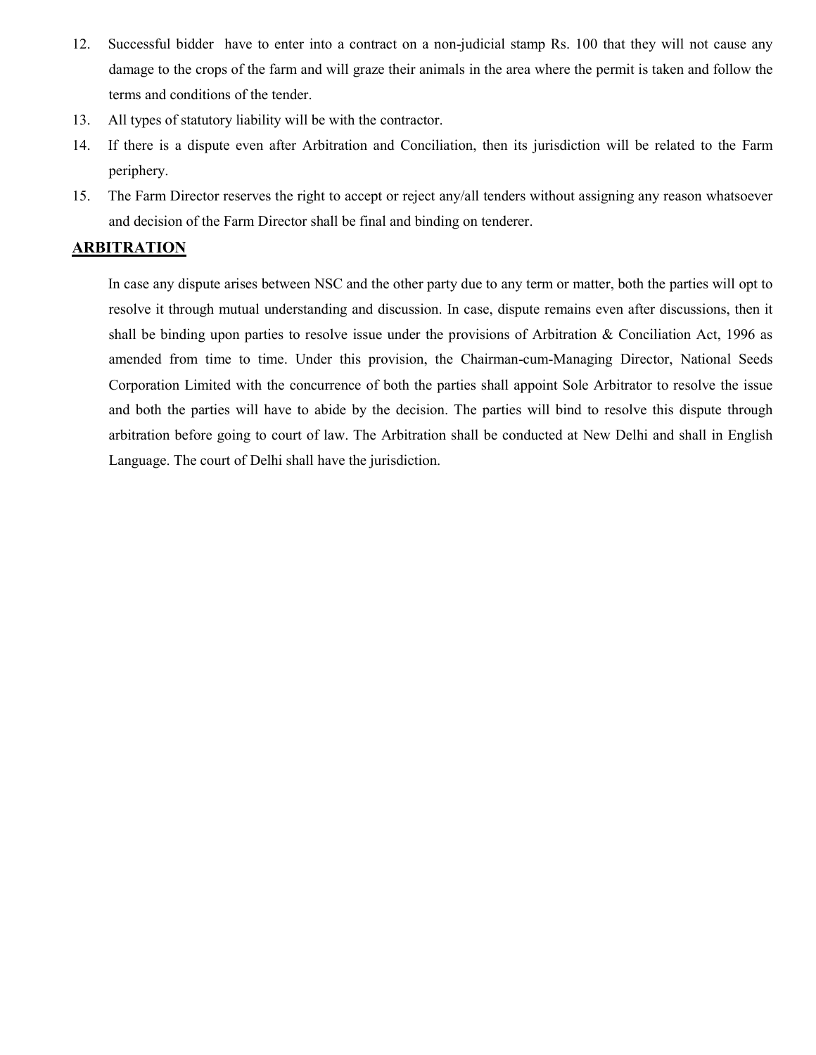12. Successful bidder have to enter into a contract on a non-judicial stamp Rs. 100 that they will not cause any damage to the crops of the farm and will graze their animals in the area where the permit is taken and follow the terms and conditions of the tender.
13. All types of statutory liability will be with the contractor.
14. If there is a dispute even after Arbitration and Conciliation, then its jurisdiction will be related to the Farm periphery.
15. The Farm Director reserves the right to accept or reject any/all tenders without assigning any reason whatsoever and decision of the Farm Director shall be final and binding on tenderer.

## ARBITRATION

In case any dispute arises between NSC and the other party due to any term or matter, both the parties will opt to resolve it through mutual understanding and discussion. In case, dispute remains even after discussions, then it shall be binding upon parties to resolve issue under the provisions of Arbitration & Conciliation Act, 1996 as amended from time to time. Under this provision, the Chairman-cum-Managing Director, National Seeds Corporation Limited with the concurrence of both the parties shall appoint Sole Arbitrator to resolve the issue and both the parties will have to abide by the decision. The parties will bind to resolve this dispute through arbitration before going to court of law. The Arbitration shall be conducted at New Delhi and shall in English Language. The court of Delhi shall have the jurisdiction.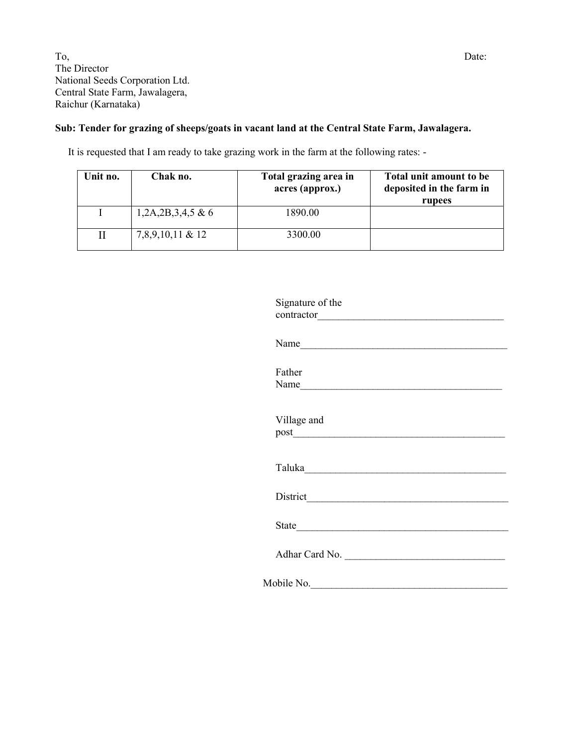To,

Date:

The Director
National Seeds Corporation Ltd.
Central State Farm, Jawalagera,
Raichur (Karnataka)

**Sub: Tender for grazing of sheeps/goats in vacant land at the Central State Farm, Jawalagera.**

It is requested that I am ready to take grazing work in the farm at the following rates: -

| Unit no. | Chak no. | Total grazing area in acres (approx.) | Total unit amount to be deposited in the farm in rupees |
|---|---|---|---|
| I | 1,2A,2B,3,4,5 & 6 | 1890.00 | |
| II | 7,8,9,10,11 & 12 | 3300.00 | |

Signature of the contractor____________________________________

Name________________________________________

Father Name________________________________________

Village and post_________________________________________

Taluka_______________________________________

District_______________________________________

State_________________________________________

Adhar Card No. ______________________________

Mobile No.______________________________________